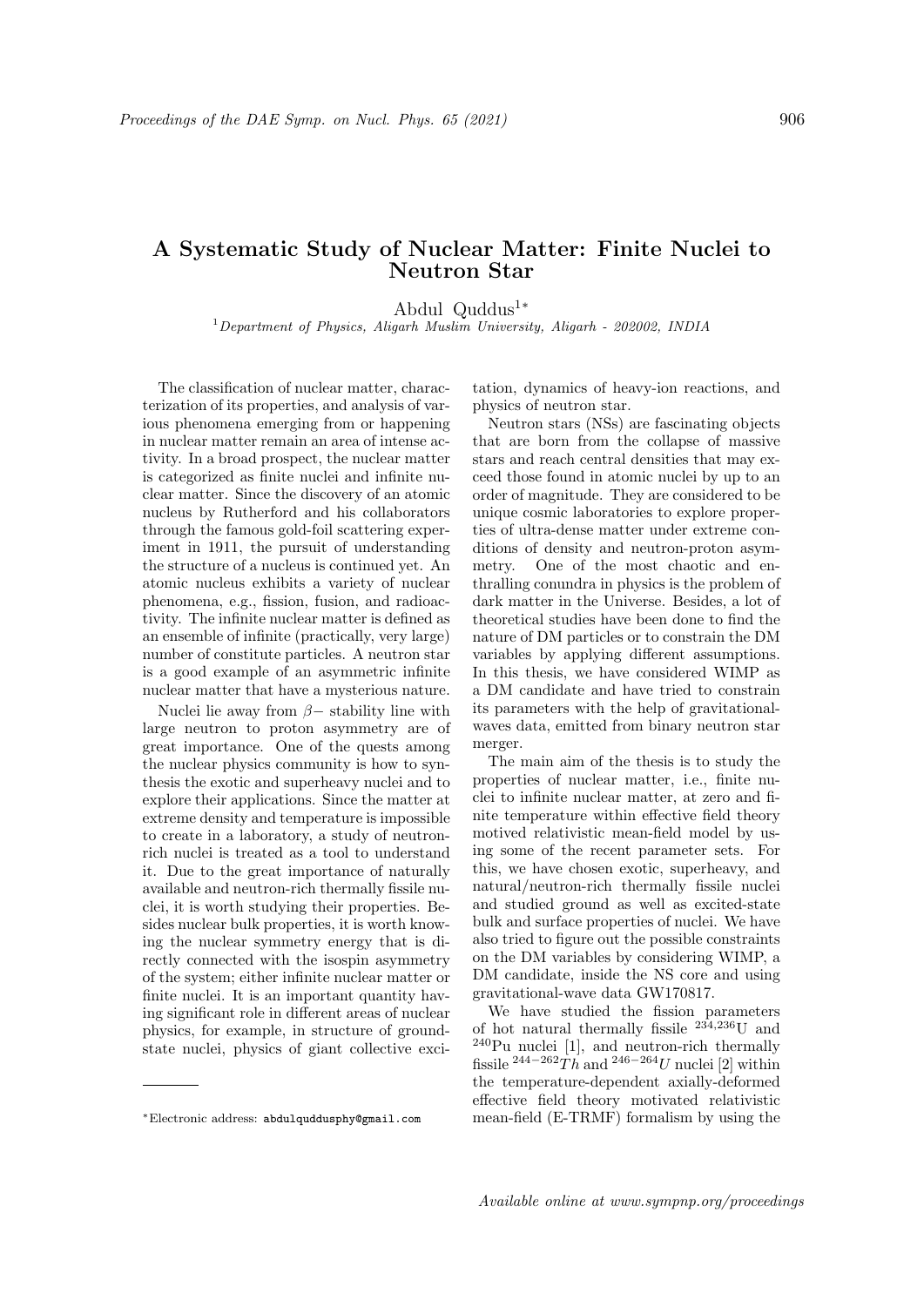# A Systematic Study of Nuclear Matter: Finite Nuclei to Neutron Star

Abdul Quddus[1*]

[1] *Department of Physics, Aligarh Muslim University, Aligarh - 202002, INDIA*

The classification of nuclear matter, characterization of its properties, and analysis of various phenomena emerging from or happening in nuclear matter remain an area of intense activity. In a broad prospect, the nuclear matter is categorized as finite nuclei and infinite nuclear matter. Since the discovery of an atomic nucleus by Rutherford and his collaborators through the famous gold-foil scattering experiment in 1911, the pursuit of understanding the structure of a nucleus is continued yet. An atomic nucleus exhibits a variety of nuclear phenomena, e.g., fission, fusion, and radioactivity. The infinite nuclear matter is defined as an ensemble of infinite (practically, very large) number of constitute particles. A neutron star is a good example of an asymmetric infinite nuclear matter that have a mysterious nature.

Nuclei lie away from $\beta-$ stability line with large neutron to proton asymmetry are of great importance. One of the quests among the nuclear physics community is how to synthesis the exotic and superheavy nuclei and to explore their applications. Since the matter at extreme density and temperature is impossible to create in a laboratory, a study of neutron-rich nuclei is treated as a tool to understand it. Due to the great importance of naturally available and neutron-rich thermally fissile nuclei, it is worth studying their properties. Besides nuclear bulk properties, it is worth knowing the nuclear symmetry energy that is directly connected with the isospin asymmetry of the system; either infinite nuclear matter or finite nuclei. It is an important quantity having significant role in different areas of nuclear physics, for example, in structure of ground-state nuclei, physics of giant collective excitation, dynamics of heavy-ion reactions, and physics of neutron star.

Neutron stars (NSs) are fascinating objects that are born from the collapse of massive stars and reach central densities that may exceed those found in atomic nuclei by up to an order of magnitude. They are considered to be unique cosmic laboratories to explore properties of ultra-dense matter under extreme conditions of density and neutron-proton asymmetry. One of the most chaotic and enthralling conundra in physics is the problem of dark matter in the Universe. Besides, a lot of theoretical studies have been done to find the nature of DM particles or to constrain the DM variables by applying different assumptions. In this thesis, we have considered WIMP as a DM candidate and have tried to constrain its parameters with the help of gravitational-waves data, emitted from binary neutron star merger.

The main aim of the thesis is to study the properties of nuclear matter, i.e., finite nuclei to infinite nuclear matter, at zero and finite temperature within effective field theory motived relativistic mean-field model by using some of the recent parameter sets. For this, we have chosen exotic, superheavy, and natural/neutron-rich thermally fissile nuclei and studied ground as well as excited-state bulk and surface properties of nuclei. We have also tried to figure out the possible constraints on the DM variables by considering WIMP, a DM candidate, inside the NS core and using gravitational-wave data GW170817.

We have studied the fission parameters of hot natural thermally fissile $^{234,236}$U and $^{240}$Pu nuclei [1], and neutron-rich thermally fissile $^{244-262}Th$ and $^{246-264}U$ nuclei [2] within the temperature-dependent axially-deformed effective field theory motivated relativistic mean-field (E-TRMF) formalism by using the

*Electronic address: abdulquddusphy@gmail.com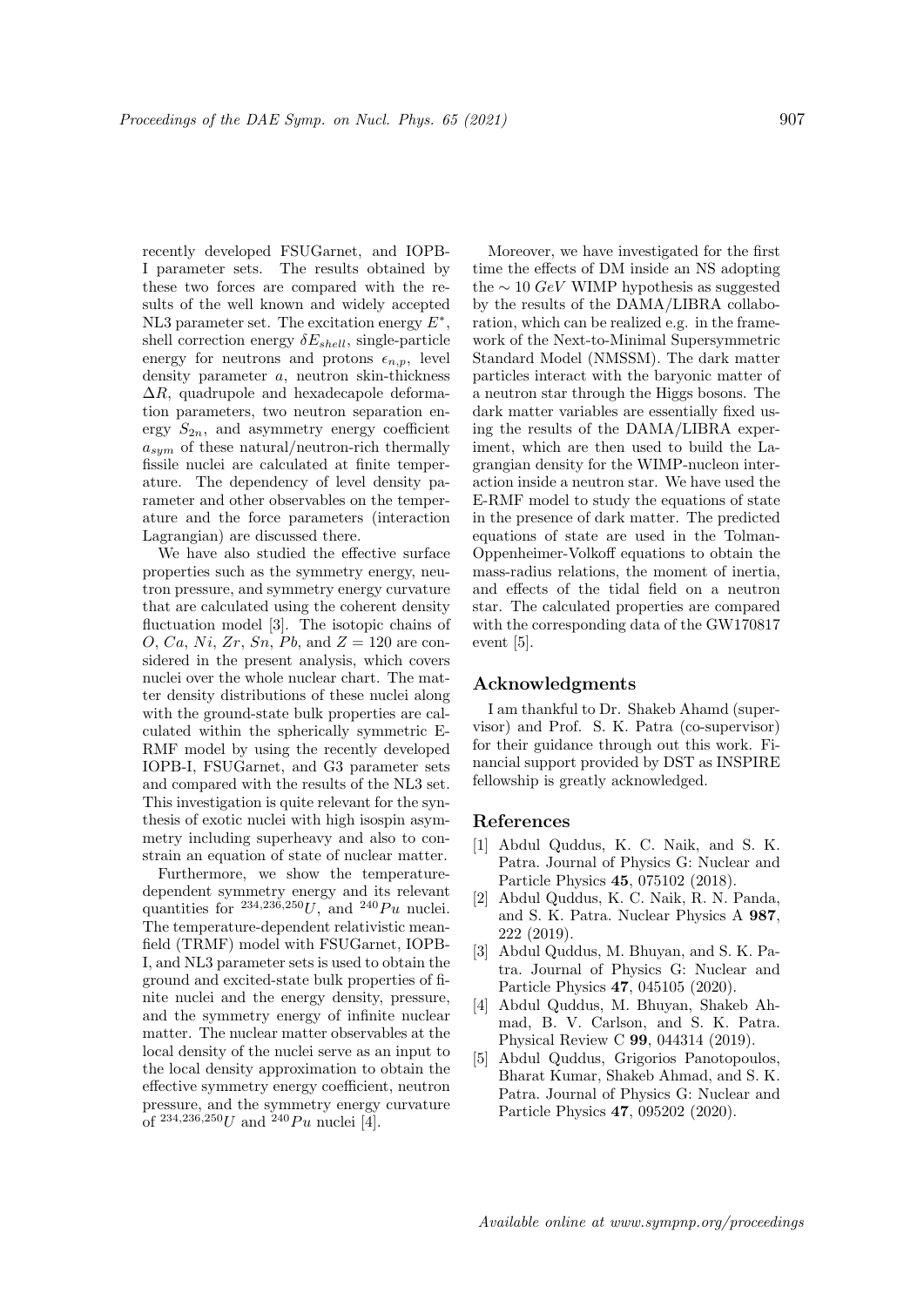recently developed FSUGarnet, and IOPB-I parameter sets. The results obtained by these two forces are compared with the results of the well known and widely accepted NL3 parameter set. The excitation energy $E^*$, shell correction energy $\delta E_{shell}$, single-particle energy for neutrons and protons $\epsilon_{n,p}$, level density parameter $a$, neutron skin-thickness $\Delta R$, quadrupole and hexadecapole deformation parameters, two neutron separation energy $S_{2n}$, and asymmetry energy coefficient $a_{sym}$ of these natural/neutron-rich thermally fissile nuclei are calculated at finite temperature. The dependency of level density parameter and other observables on the temperature and the force parameters (interaction Lagrangian) are discussed there.

We have also studied the effective surface properties such as the symmetry energy, neutron pressure, and symmetry energy curvature that are calculated using the coherent density fluctuation model [3]. The isotopic chains of $O$, $Ca$, $Ni$, $Zr$, $Sn$, $Pb$, and $Z = 120$ are considered in the present analysis, which covers nuclei over the whole nuclear chart. The matter density distributions of these nuclei along with the ground-state bulk properties are calculated within the spherically symmetric E-RMF model by using the recently developed IOPB-I, FSUGarnet, and G3 parameter sets and compared with the results of the NL3 set. This investigation is quite relevant for the synthesis of exotic nuclei with high isospin asymmetry including superheavy and also to constrain an equation of state of nuclear matter.

Furthermore, we show the temperature-dependent symmetry energy and its relevant quantities for $^{234,236,250}U$, and $^{240}Pu$ nuclei. The temperature-dependent relativistic mean-field (TRMF) model with FSUGarnet, IOPB-I, and NL3 parameter sets is used to obtain the ground and excited-state bulk properties of finite nuclei and the energy density, pressure, and the symmetry energy of infinite nuclear matter. The nuclear matter observables at the local density of the nuclei serve as an input to the local density approximation to obtain the effective symmetry energy coefficient, neutron pressure, and the symmetry energy curvature of $^{234,236,250}U$ and $^{240}Pu$ nuclei [4].

Moreover, we have investigated for the first time the effects of DM inside an NS adopting the $\sim 10\ GeV$ WIMP hypothesis as suggested by the results of the DAMA/LIBRA collaboration, which can be realized e.g. in the framework of the Next-to-Minimal Supersymmetric Standard Model (NMSSM). The dark matter particles interact with the baryonic matter of a neutron star through the Higgs bosons. The dark matter variables are essentially fixed using the results of the DAMA/LIBRA experiment, which are then used to build the Lagrangian density for the WIMP-nucleon interaction inside a neutron star. We have used the E-RMF model to study the equations of state in the presence of dark matter. The predicted equations of state are used in the Tolman-Oppenheimer-Volkoff equations to obtain the mass-radius relations, the moment of inertia, and effects of the tidal field on a neutron star. The calculated properties are compared with the corresponding data of the GW170817 event [5].

## Acknowledgments

I am thankful to Dr. Shakeb Ahamd (supervisor) and Prof. S. K. Patra (co-supervisor) for their guidance through out this work. Financial support provided by DST as INSPIRE fellowship is greatly acknowledged.

## References

[1] Abdul Quddus, K. C. Naik, and S. K. Patra. Journal of Physics G: Nuclear and Particle Physics **45**, 075102 (2018).

[2] Abdul Quddus, K. C. Naik, R. N. Panda, and S. K. Patra. Nuclear Physics A **987**, 222 (2019).

[3] Abdul Quddus, M. Bhuyan, and S. K. Patra. Journal of Physics G: Nuclear and Particle Physics **47**, 045105 (2020).

[4] Abdul Quddus, M. Bhuyan, Shakeb Ahmad, B. V. Carlson, and S. K. Patra. Physical Review C **99**, 044314 (2019).

[5] Abdul Quddus, Grigorios Panotopoulos, Bharat Kumar, Shakeb Ahmad, and S. K. Patra. Journal of Physics G: Nuclear and Particle Physics **47**, 095202 (2020).